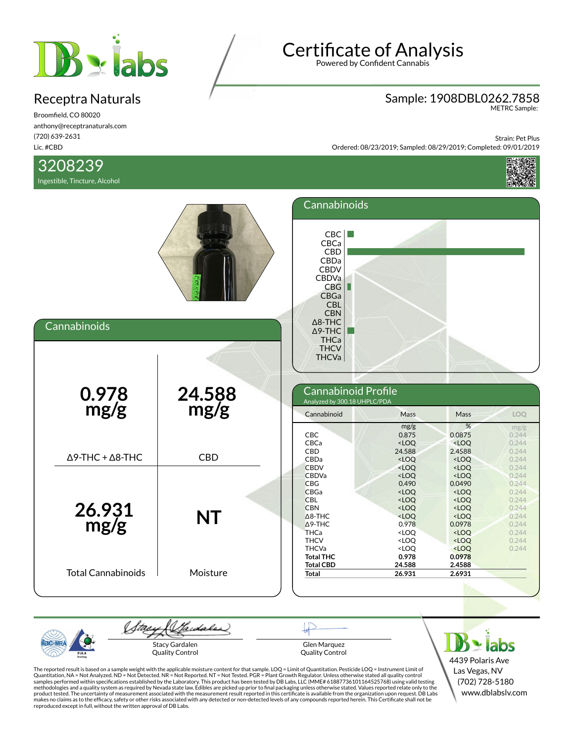# Certificate of Analysis

Powered by Confident Cannabis

## Receptra Naturals

Broomfield, CO 80020
anthony@receptranaturals.com
(720) 639-2631
Lic. #CBD

**Sample: 1908DBL0262.7858**
METRC Sample:

Strain: Pet Plus
Ordered: 08/23/2019; Sampled: 08/29/2019; Completed: 09/01/2019

## 3208239

Ingestible, Tincture, Alcohol

## Cannabinoids

| | |
|---|---|
| **0.978 mg/g** | **24.588 mg/g** |
| Δ9-THC + Δ8-THC | CBD |
| **26.931 mg/g** | **NT** |
| Total Cannabinoids | Moisture |

## Cannabinoids

CBC, CBCa, CBD, CBDa, CBDV, CBDVa, CBG, CBGa, CBL, CBN, Δ8-THC, Δ9-THC, THCa, THCV, THCVa

## Cannabinoid Profile

Analyzed by 300.18 UHPLC/PDA

| Cannabinoid | Mass | Mass | LOQ |
|---|---|---|---|
| | mg/g | % | mg/g |
| CBC | 0.875 | 0.0875 | 0.244 |
| CBCa | <LOQ | <LOQ | 0.244 |
| CBD | 24.588 | 2.4588 | 0.244 |
| CBDa | <LOQ | <LOQ | 0.244 |
| CBDV | <LOQ | <LOQ | 0.244 |
| CBDVa | <LOQ | <LOQ | 0.244 |
| CBG | 0.490 | 0.0490 | 0.244 |
| CBGa | <LOQ | <LOQ | 0.244 |
| CBL | <LOQ | <LOQ | 0.244 |
| CBN | <LOQ | <LOQ | 0.244 |
| Δ8-THC | <LOQ | <LOQ | 0.244 |
| Δ9-THC | 0.978 | 0.0978 | 0.244 |
| THCa | <LOQ | <LOQ | 0.244 |
| THCV | <LOQ | <LOQ | 0.244 |
| THCVa | <LOQ | <LOQ | 0.244 |
| **Total THC** | **0.978** | **0.0978** | |
| **Total CBD** | **24.588** | **2.4588** | |
| **Total** | **26.931** | **2.6931** | |

Stacy Gardalen
Quality Control

Glen Marquez
Quality Control

DB Labs
4439 Polaris Ave
Las Vegas, NV
(702) 728-5180
www.dblabslv.com

The reported result is based on a sample weight with the applicable moisture content for that sample. LOQ = Limit of Quantitation. Pesticide LOQ = Instrument Limit of Quantitation, NA = Not Analyzed. ND = Not Detected. NR = Not Reported. NT = Not Tested. PGR = Plant Growth Regulator. Unless otherwise stated all quality control samples performed within specifications established by the Laboratory. This product has been tested by DB Labs, LLC (MME# 61887736101164525768) using valid testing methodologies and a quality system as required by Nevada state law. Edibles are picked up prior to final packaging unless otherwise stated. Values reported relate only to the product tested. The uncertainty of measurement associated with the measurement result reported in this certificate is available from the organization upon request. DB Labs makes no claims as to the efficacy, safety or other risks associated with any detected or non-detected levels of any compounds reported herein. This Certificate shall not be reproduced except in full, without the written approval of DB Labs.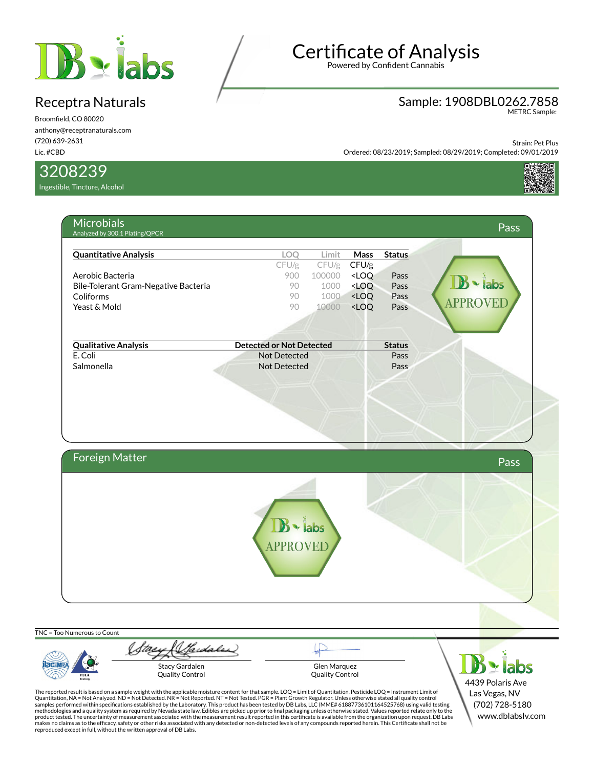# Certificate of Analysis

Powered by Confident Cannabis

## Receptra Naturals

Broomfield, CO 80020
anthony@receptranaturals.com
(720) 639-2631
Lic. #CBD

**Sample: 1908DBL0262.7858**
METRC Sample:

Strain: Pet Plus
Ordered: 08/23/2019; Sampled: 08/29/2019; Completed: 09/01/2019

## 3208239

Ingestible, Tincture, Alcohol

## Microbials — Pass

Analyzed by 300.1 Plating/QPCR

| Quantitative Analysis | LOQ CFU/g | Limit CFU/g | Mass CFU/g | Status |
|---|---|---|---|---|
| Aerobic Bacteria | 900 | 100000 | <LOQ | Pass |
| Bile-Tolerant Gram-Negative Bacteria | 90 | 1000 | <LOQ | Pass |
| Coliforms | 90 | 1000 | <LOQ | Pass |
| Yeast & Mold | 90 | 10000 | <LOQ | Pass |

| Qualitative Analysis | Detected or Not Detected | Status |
|---|---|---|
| E. Coli | Not Detected | Pass |
| Salmonella | Not Detected | Pass |

DB labs APPROVED

## Foreign Matter — Pass

DB labs APPROVED

TNC = Too Numerous to Count

Stacy Gardalen
Quality Control

Glen Marquez
Quality Control

DB labs
4439 Polaris Ave
Las Vegas, NV
(702) 728-5180
www.dblabslv.com

The reported result is based on a sample weight with the applicable moisture content for that sample. LOQ = Limit of Quantitation. Pesticide LOQ = Instrument Limit of Quantitation, NA = Not Analyzed. ND = Not Detected. NR = Not Reported. NT = Not Tested. PGR = Plant Growth Regulator. Unless otherwise stated all quality control samples performed within specifications established by the Laboratory. This product has been tested by DB Labs, LLC (MME# 61887736101164525768) using valid testing methodologies and a quality system as required by Nevada state law. Edibles are picked up prior to final packaging unless otherwise stated. Values reported relate only to the product tested. The uncertainty of measurement associated with the measurement result reported in this certificate is available from the organization upon request. DB Labs makes no claims as to the efficacy, safety or other risks associated with any detected or non-detected levels of any compounds reported herein. This Certificate shall not be reproduced except in full, without the written approval of DB Labs.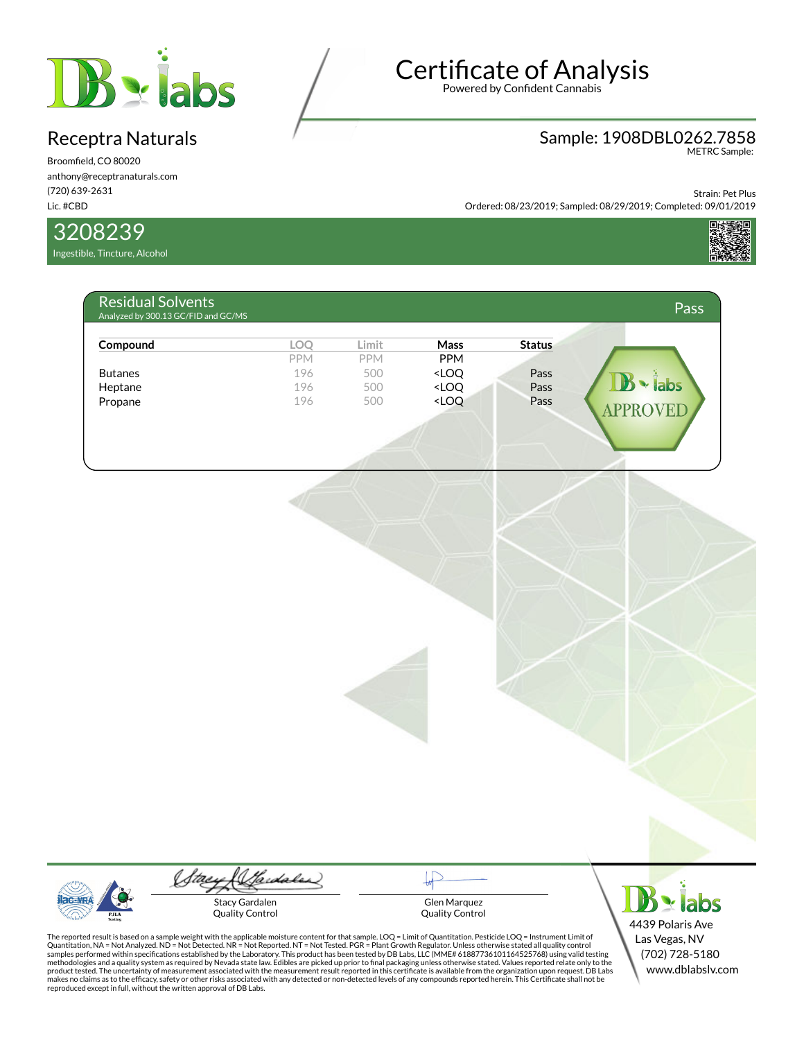# Certificate of Analysis

Powered by Confident Cannabis

## Receptra Naturals

Broomfield, CO 80020
anthony@receptranaturals.com
(720) 639-2631
Lic. #CBD

**Sample: 1908DBL0262.7858**
METRC Sample:

Strain: Pet Plus
Ordered: 08/23/2019; Sampled: 08/29/2019; Completed: 09/01/2019

## 3208239

Ingestible, Tincture, Alcohol

### Residual Solvents

Analyzed by 300.13 GC/FID and GC/MS

**Pass**

| Compound | LOQ | Limit | Mass | Status |
|---|---|---|---|---|
| | PPM | PPM | PPM | |
| Butanes | 196 | 500 | <LOQ | Pass |
| Heptane | 196 | 500 | <LOQ | Pass |
| Propane | 196 | 500 | <LOQ | Pass |

DB labs APPROVED

Stacy Gardalen
Quality Control

Glen Marquez
Quality Control

The reported result is based on a sample weight with the applicable moisture content for that sample. LOQ = Limit of Quantitation. Pesticide LOQ = Instrument Limit of Quantitation. NA = Not Analyzed. ND = Not Detected. NR = Not Reported. NT = Not Tested. PGR = Plant Growth Regulator. Unless otherwise stated all quality control samples performed within specifications established by the Laboratory. This product has been tested by DB Labs, LLC (MME# 61887736101164525768) using valid testing methodologies and a quality system as required by Nevada state law. Edibles are picked up prior to final packaging unless otherwise stated. Values reported relate only to the product tested. The uncertainty of measurement associated with the measurement result reported in this certificate is available from the organization upon request. DB Labs makes no claims as to the efficacy, safety or other risks associated with any detected or non-detected levels of any compounds reported herein. This Certificate shall not be reproduced except in full, without the written approval of DB Labs.

4439 Polaris Ave
Las Vegas, NV
(702) 728-5180
www.dblabslv.com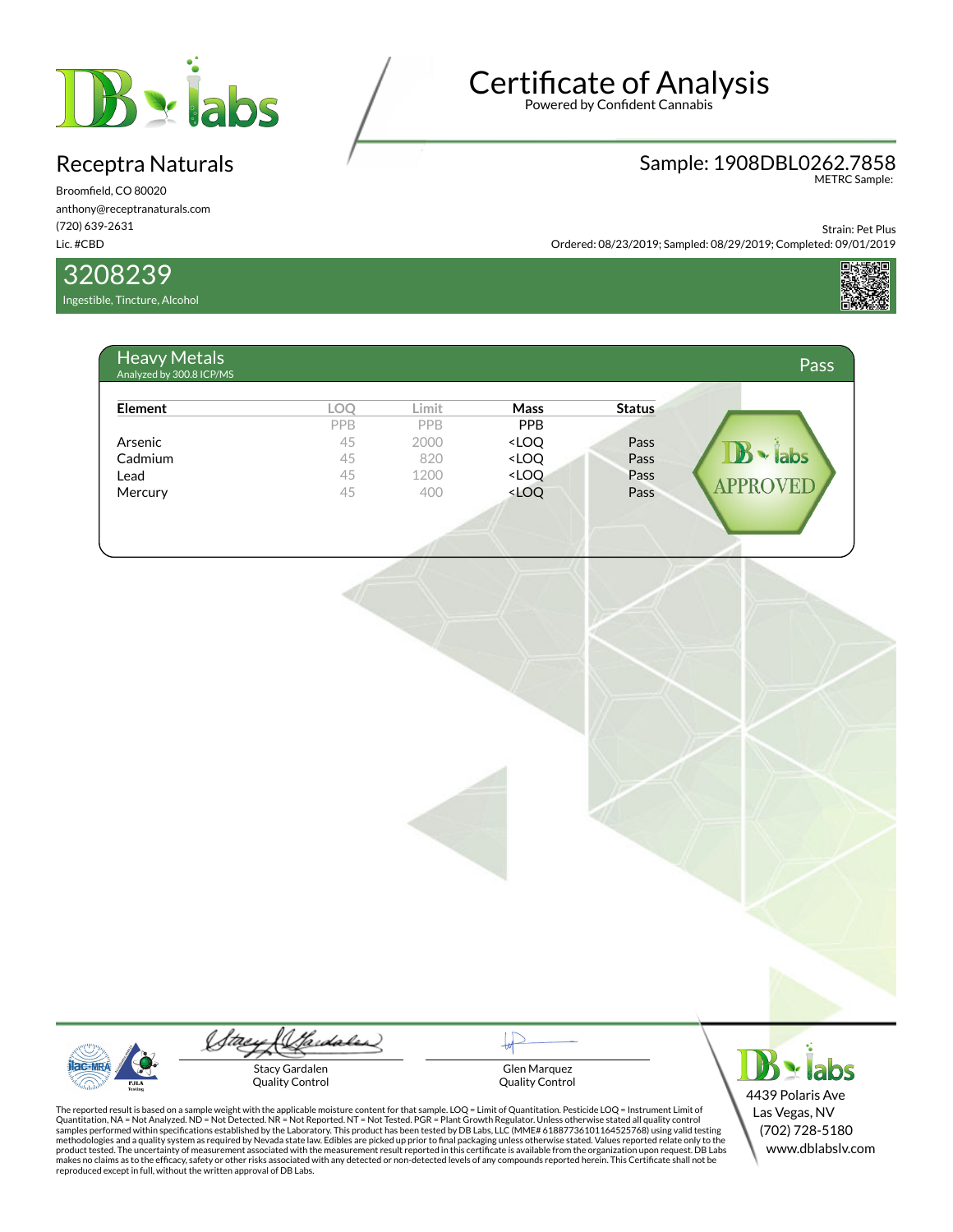# Certificate of Analysis

Powered by Confident Cannabis

## Receptra Naturals

Broomfield, CO 80020
anthony@receptranaturals.com
(720) 639-2631
Lic. #CBD

**Sample: 1908DBL0262.7858**
METRC Sample:

Strain: Pet Plus
Ordered: 08/23/2019; Sampled: 08/29/2019; Completed: 09/01/2019

## 3208239

Ingestible, Tincture, Alcohol

### Heavy Metals

Analyzed by 300.8 ICP/MS

**Pass**

| Element | LOQ | Limit | Mass | Status |
|---|---|---|---|---|
| | PPB | PPB | PPB | |
| Arsenic | 45 | 2000 | <LOQ | Pass |
| Cadmium | 45 | 820 | <LOQ | Pass |
| Lead | 45 | 1200 | <LOQ | Pass |
| Mercury | 45 | 400 | <LOQ | Pass |

DB labs APPROVED

Stacy Gardalen
Quality Control

Glen Marquez
Quality Control

DB labs
4439 Polaris Ave
Las Vegas, NV
(702) 728-5180
www.dblabslv.com

The reported result is based on a sample weight with the applicable moisture content for that sample. LOQ = Limit of Quantitation. Pesticide LOQ = Instrument Limit of Quantitation, NA = Not Analyzed. ND = Not Detected. NR = Not Reported. NT = Not Tested. PGR = Plant Growth Regulator. Unless otherwise stated all quality control samples performed within specifications established by the Laboratory. This product has been tested by DB Labs, LLC (MME# 61887736101164525768) using valid testing methodologies and a quality system as required by Nevada state law. Edibles are picked up prior to final packaging unless otherwise stated. Values reported relate only to the product tested. The uncertainty of measurement associated with the measurement result reported in this certificate is available from the organization upon request. DB Labs makes no claims as to the efficacy, safety or other risks associated with any detected or non-detected levels of any compounds reported herein. This Certificate shall not be reproduced except in full, without the written approval of DB Labs.